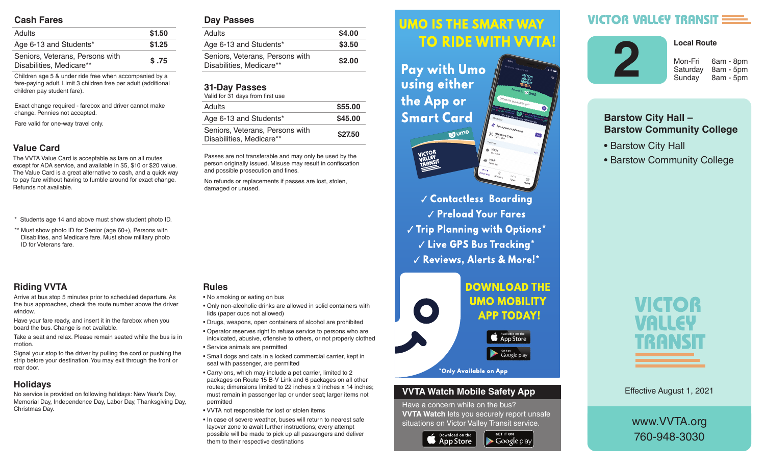## Cash Fares

| Adults | $1.50 |
|---|---|
| Age 6-13 and Students* | $1.25 |
| Seniors, Veterans, Persons with Disabilities, Medicare** | $ .75 |

Children age 5 & under ride free when accompanied by a fare-paying adult. Limit 3 children free per adult (additional children pay student fare).

Exact change required - farebox and driver cannot make change. Pennies not accepted.

Fare valid for one-way travel only.

## Value Card

The VVTA Value Card is acceptable as fare on all routes except for ADA service, and available in $5, $10 or $20 value. The Value Card is a great alternative to cash, and a quick way to pay fare without having to fumble around for exact change. Refunds not available.

\* Students age 14 and above must show student photo ID.

\*\* Must show photo ID for Senior (age 60+), Persons with Disabilites, and Medicare fare. Must show military photo ID for Veterans fare.

## Day Passes

| Adults | $4.00 |
|---|---|
| Age 6-13 and Students* | $3.50 |
| Seniors, Veterans, Persons with Disabilities, Medicare** | $2.00 |

## 31-Day Passes

Valid for 31 days from first use

| Adults | $55.00 |
|---|---|
| Age 6-13 and Students* | $45.00 |
| Seniors, Veterans, Persons with Disabilities, Medicare** | $27.50 |

Passes are not transferable and may only be used by the person originally issued. Misuse may result in confiscation and possible prosecution and fines.

No refunds or replacements if passes are lost, stolen, damaged or unused.

## Riding VVTA

Arrive at bus stop 5 minutes prior to scheduled departure. As the bus approaches, check the route number above the driver window.

Have your fare ready, and insert it in the farebox when you board the bus. Change is not available.

Take a seat and relax. Please remain seated while the bus is in motion.

Signal your stop to the driver by pulling the cord or pushing the strip before your destination. You may exit through the front or rear door.

## Holidays

No service is provided on following holidays: New Year's Day, Memorial Day, Independence Day, Labor Day, Thanksgiving Day, Christmas Day.

## Rules

- No smoking or eating on bus
- Only non-alcoholic drinks are allowed in solid containers with lids (paper cups not allowed)
- Drugs, weapons, open containers of alcohol are prohibited
- Operator reserves right to refuse service to persons who are intoxicated, abusive, offensive to others, or not properly clothed
- Service animals are permitted
- Small dogs and cats in a locked commercial carrier, kept in seat with passenger, are permitted
- Carry-ons, which may include a pet carrier, limited to 2 packages on Route 15 B-V Link and 6 packages on all other routes; dimensions limited to 22 inches x 9 inches x 14 inches; must remain in passenger lap or under seat; larger items not permitted
- VVTA not responsible for lost or stolen items
- In case of severe weather, buses will return to nearest safe layover zone to await further instructions; every attempt possible will be made to pick up all passengers and deliver them to their respective destinations

## UMO IS THE SMART WAY TO RIDE WITH VVTA!

Pay with Umo using either the App or Smart Card

- ✓ Contactless Boarding
- ✓ Preload Your Fares
- ✓ Trip Planning with Options*
- ✓ Live GPS Bus Tracking*
- ✓ Reviews, Alerts & More!*

DOWNLOAD THE UMO MOBILITY APP TODAY!

Available on the App Store | Get it on Google play

*Only Available on App

## VVTA Watch Mobile Safety App

Have a concern while on the bus? **VVTA Watch** lets you securely report unsafe situations on Victor Valley Transit service.

Download on the App Store | GET IT ON Google play

# VICTOR VALLEY TRANSIT

## 2

**Local Route**

| Mon-Fri | 6am - 8pm |
|---|---|
| Saturday | 8am - 5pm |
| Sunday | 8am - 5pm |

### Barstow City Hall – Barstow Community College

- Barstow City Hall
- Barstow Community College

VICTOR VALLEY TRANSIT

Effective August 1, 2021

www.VVTA.org

760-948-3030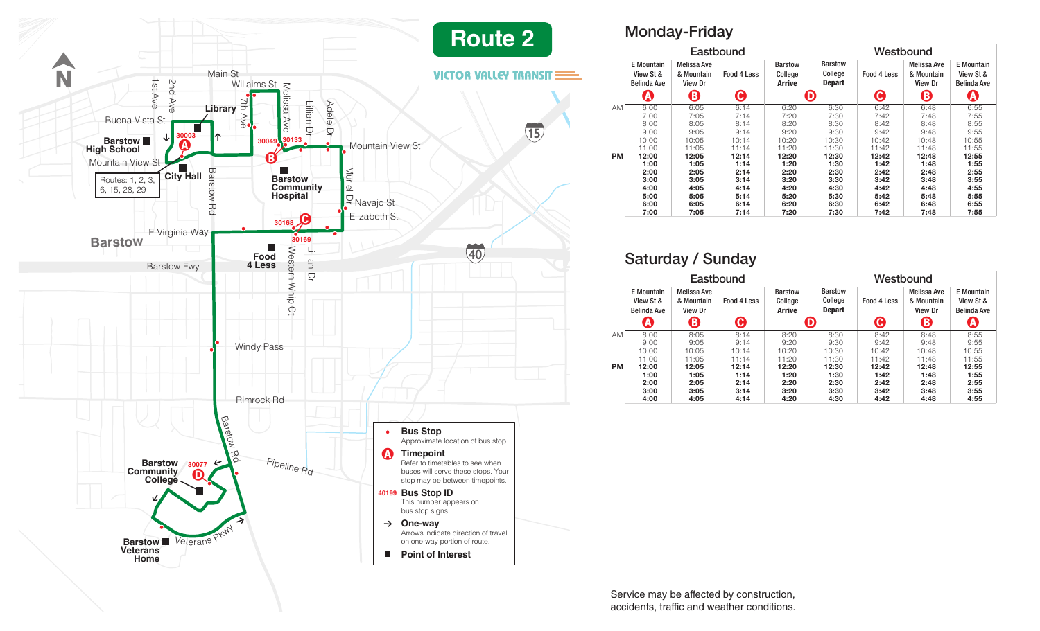# Route 2

VICTOR VALLEY TRANSIT

Bus Stop — Approximate location of bus stop.

Timepoint — Refer to timetables to see when buses will serve these stops. Your stop may be between timepoints.

40199 Bus Stop ID — This number appears on bus stop signs.

One-way — Arrows indicate direction of travel on one-way portion of route.

Point of Interest

Routes: 1, 2, 3, 6, 15, 28, 29

## Monday-Friday

| | Eastbound | | | | Westbound | | | |
|---|---|---|---|---|---|---|---|---|
| | E Mountain View St & Belinda Ave (A) | Melissa Ave & Mountain View Dr (B) | Food 4 Less (C) | Barstow College Arrive (D) | Barstow College Depart (D) | Food 4 Less (C) | Melissa Ave & Mountain View Dr (B) | E Mountain View St & Belinda Ave (A) |
| AM | 6:00 | 6:05 | 6:14 | 6:20 | 6:30 | 6:42 | 6:48 | 6:55 |
| | 7:00 | 7:05 | 7:14 | 7:20 | 7:30 | 7:42 | 7:48 | 7:55 |
| | 8:00 | 8:05 | 8:14 | 8:20 | 8:30 | 8:42 | 8:48 | 8:55 |
| | 9:00 | 9:05 | 9:14 | 9:20 | 9:30 | 9:42 | 9:48 | 9:55 |
| | 10:00 | 10:05 | 10:14 | 10:20 | 10:30 | 10:42 | 10:48 | 10:55 |
| | 11:00 | 11:05 | 11:14 | 11:20 | 11:30 | 11:42 | 11:48 | 11:55 |
| PM | **12:00** | **12:05** | **12:14** | **12:20** | **12:30** | **12:42** | **12:48** | **12:55** |
| | **1:00** | **1:05** | **1:14** | **1:20** | **1:30** | **1:42** | **1:48** | **1:55** |
| | **2:00** | **2:05** | **2:14** | **2:20** | **2:30** | **2:42** | **2:48** | **2:55** |
| | **3:00** | **3:05** | **3:14** | **3:20** | **3:30** | **3:42** | **3:48** | **3:55** |
| | **4:00** | **4:05** | **4:14** | **4:20** | **4:30** | **4:42** | **4:48** | **4:55** |
| | **5:00** | **5:05** | **5:14** | **5:20** | **5:30** | **5:42** | **5:48** | **5:55** |
| | **6:00** | **6:05** | **6:14** | **6:20** | **6:30** | **6:42** | **6:48** | **6:55** |
| | **7:00** | **7:05** | **7:14** | **7:20** | **7:30** | **7:42** | **7:48** | **7:55** |

## Saturday / Sunday

| | Eastbound | | | | Westbound | | | |
|---|---|---|---|---|---|---|---|---|
| | E Mountain View St & Belinda Ave (A) | Melissa Ave & Mountain View Dr (B) | Food 4 Less (C) | Barstow College Arrive (D) | Barstow College Depart (D) | Food 4 Less (C) | Melissa Ave & Mountain View Dr (B) | E Mountain View St & Belinda Ave (A) |
| AM | 8:00 | 8:05 | 8:14 | 8:20 | 8:30 | 8:42 | 8:48 | 8:55 |
| | 9:00 | 9:05 | 9:14 | 9:20 | 9:30 | 9:42 | 9:48 | 9:55 |
| | 10:00 | 10:05 | 10:14 | 10:20 | 10:30 | 10:42 | 10:48 | 10:55 |
| | 11:00 | 11:05 | 11:14 | 11:20 | 11:30 | 11:42 | 11:48 | 11:55 |
| PM | **12:00** | **12:05** | **12:14** | **12:20** | **12:30** | **12:42** | **12:48** | **12:55** |
| | **1:00** | **1:05** | **1:14** | **1:20** | **1:30** | **1:42** | **1:48** | **1:55** |
| | **2:00** | **2:05** | **2:14** | **2:20** | **2:30** | **2:42** | **2:48** | **2:55** |
| | **3:00** | **3:05** | **3:14** | **3:20** | **3:30** | **3:42** | **3:48** | **3:55** |
| | **4:00** | **4:05** | **4:14** | **4:20** | **4:30** | **4:42** | **4:48** | **4:55** |

Service may be affected by construction, accidents, traffic and weather conditions.